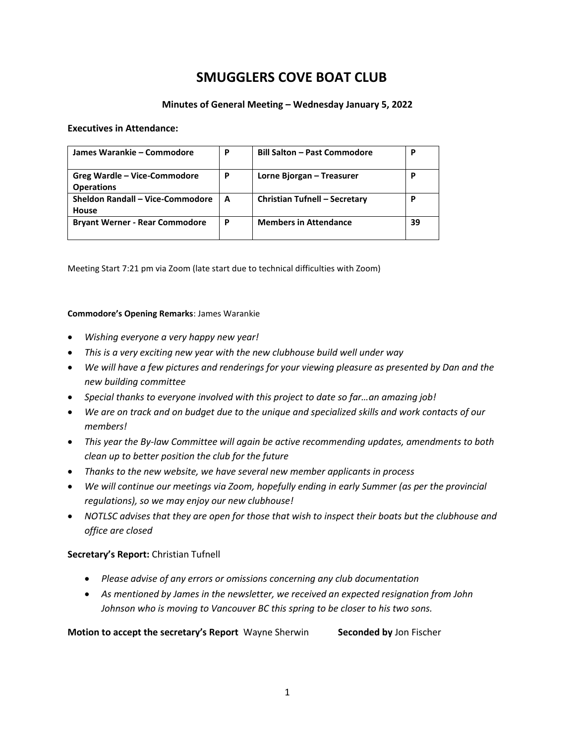# SMUGGLERS COVE BOAT CLUB

### Minutes of General Meeting – Wednesday January 5, 2022

**Executives in Attendance:**

| **James Warankie – Commodore** | **P** | **Bill Salton – Past Commodore** | **P** |
|---|---|---|---|
| **Greg Wardle – Vice-Commodore Operations** | **P** | **Lorne Bjorgan – Treasurer** | **P** |
| **Sheldon Randall – Vice-Commodore House** | **A** | **Christian Tufnell – Secretary** | **P** |
| **Bryant Werner - Rear Commodore** | **P** | **Members in Attendance** | **39** |

Meeting Start 7:21 pm via Zoom (late start due to technical difficulties with Zoom)

**Commodore's Opening Remarks**: James Warankie

- *Wishing everyone a very happy new year!*
- *This is a very exciting new year with the new clubhouse build well under way*
- *We will have a few pictures and renderings for your viewing pleasure as presented by Dan and the new building committee*
- *Special thanks to everyone involved with this project to date so far…an amazing job!*
- *We are on track and on budget due to the unique and specialized skills and work contacts of our members!*
- *This year the By-law Committee will again be active recommending updates, amendments to both clean up to better position the club for the future*
- *Thanks to the new website, we have several new member applicants in process*
- *We will continue our meetings via Zoom, hopefully ending in early Summer (as per the provincial regulations), so we may enjoy our new clubhouse!*
- *NOTLSC advises that they are open for those that wish to inspect their boats but the clubhouse and office are closed*

**Secretary's Report:** Christian Tufnell

- *Please advise of any errors or omissions concerning any club documentation*
- *As mentioned by James in the newsletter, we received an expected resignation from John Johnson who is moving to Vancouver BC this spring to be closer to his two sons.*

**Motion to accept the secretary's Report** Wayne Sherwin **Seconded by** Jon Fischer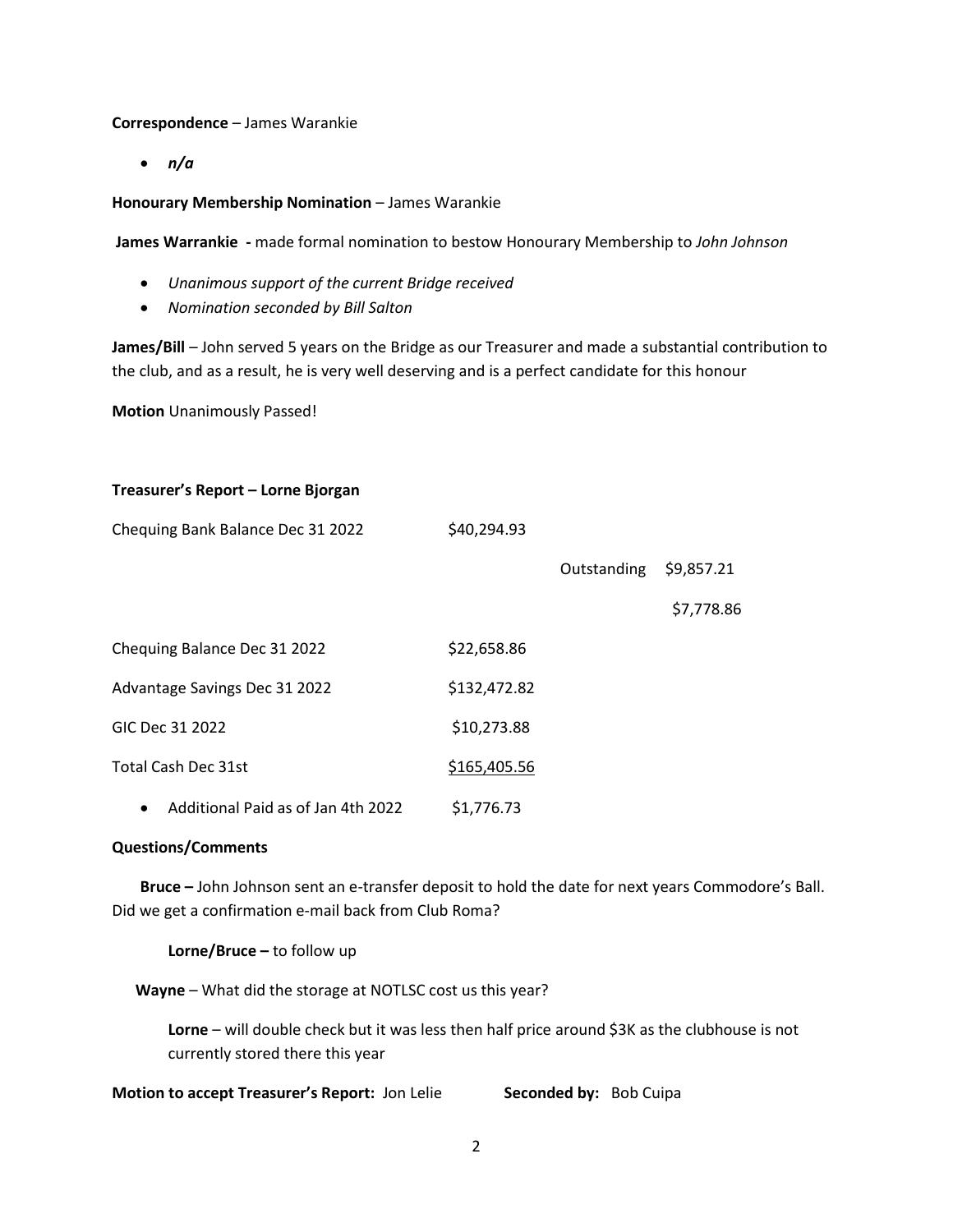**Correspondence** – James Warankie

- *n/a*

**Honourary Membership Nomination** – James Warankie

**James Warrankie -** made formal nomination to bestow Honourary Membership to *John Johnson*

- *Unanimous support of the current Bridge received*
- *Nomination seconded by Bill Salton*

**James/Bill** – John served 5 years on the Bridge as our Treasurer and made a substantial contribution to the club, and as a result, he is very well deserving and is a perfect candidate for this honour

**Motion** Unanimously Passed!

**Treasurer's Report – Lorne Bjorgan**

| | | | |
|---|---|---|---|
| Chequing Bank Balance Dec 31 2022 | \$40,294.93 | | |
| | | Outstanding | \$9,857.21 |
| | | | \$7,778.86 |
| Chequing Balance Dec 31 2022 | \$22,658.86 | | |
| Advantage Savings Dec 31 2022 | \$132,472.82 | | |
| GIC Dec 31 2022 | \$10,273.88 | | |
| Total Cash Dec 31st | \$165,405.56 | | |

- Additional Paid as of Jan 4th 2022 \$1,776.73

**Questions/Comments**

**Bruce –** John Johnson sent an e-transfer deposit to hold the date for next years Commodore's Ball. Did we get a confirmation e-mail back from Club Roma?

**Lorne/Bruce –** to follow up

**Wayne** – What did the storage at NOTLSC cost us this year?

**Lorne** – will double check but it was less then half price around \$3K as the clubhouse is not currently stored there this year

**Motion to accept Treasurer's Report:** Jon Lelie **Seconded by:** Bob Cuipa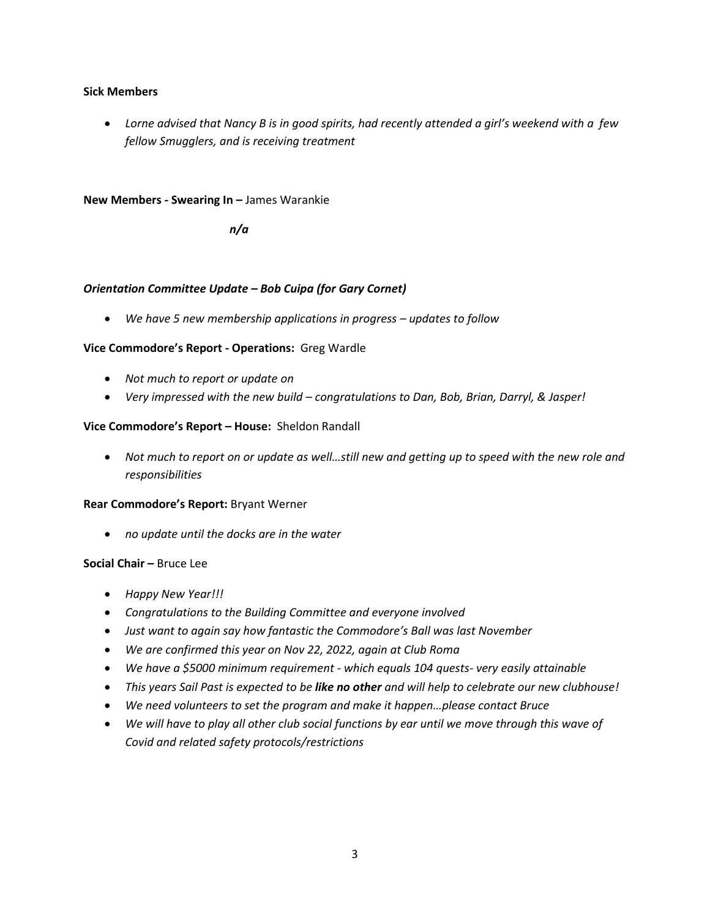**Sick Members**

- *Lorne advised that Nancy B is in good spirits, had recently attended a girl's weekend with a few fellow Smugglers, and is receiving treatment*

**New Members - Swearing In –** James Warankie

***n/a***

***Orientation Committee Update – Bob Cuipa (for Gary Cornet)***

- *We have 5 new membership applications in progress – updates to follow*

**Vice Commodore's Report - Operations:** Greg Wardle

- *Not much to report or update on*
- *Very impressed with the new build – congratulations to Dan, Bob, Brian, Darryl, & Jasper!*

**Vice Commodore's Report – House:** Sheldon Randall

- *Not much to report on or update as well…still new and getting up to speed with the new role and responsibilities*

**Rear Commodore's Report:** Bryant Werner

- *no update until the docks are in the water*

**Social Chair –** Bruce Lee

- *Happy New Year!!!*
- *Congratulations to the Building Committee and everyone involved*
- *Just want to again say how fantastic the Commodore's Ball was last November*
- *We are confirmed this year on Nov 22, 2022, again at Club Roma*
- *We have a $5000 minimum requirement - which equals 104 quests- very easily attainable*
- *This years Sail Past is expected to be **like no other** and will help to celebrate our new clubhouse!*
- *We need volunteers to set the program and make it happen…please contact Bruce*
- *We will have to play all other club social functions by ear until we move through this wave of Covid and related safety protocols/restrictions*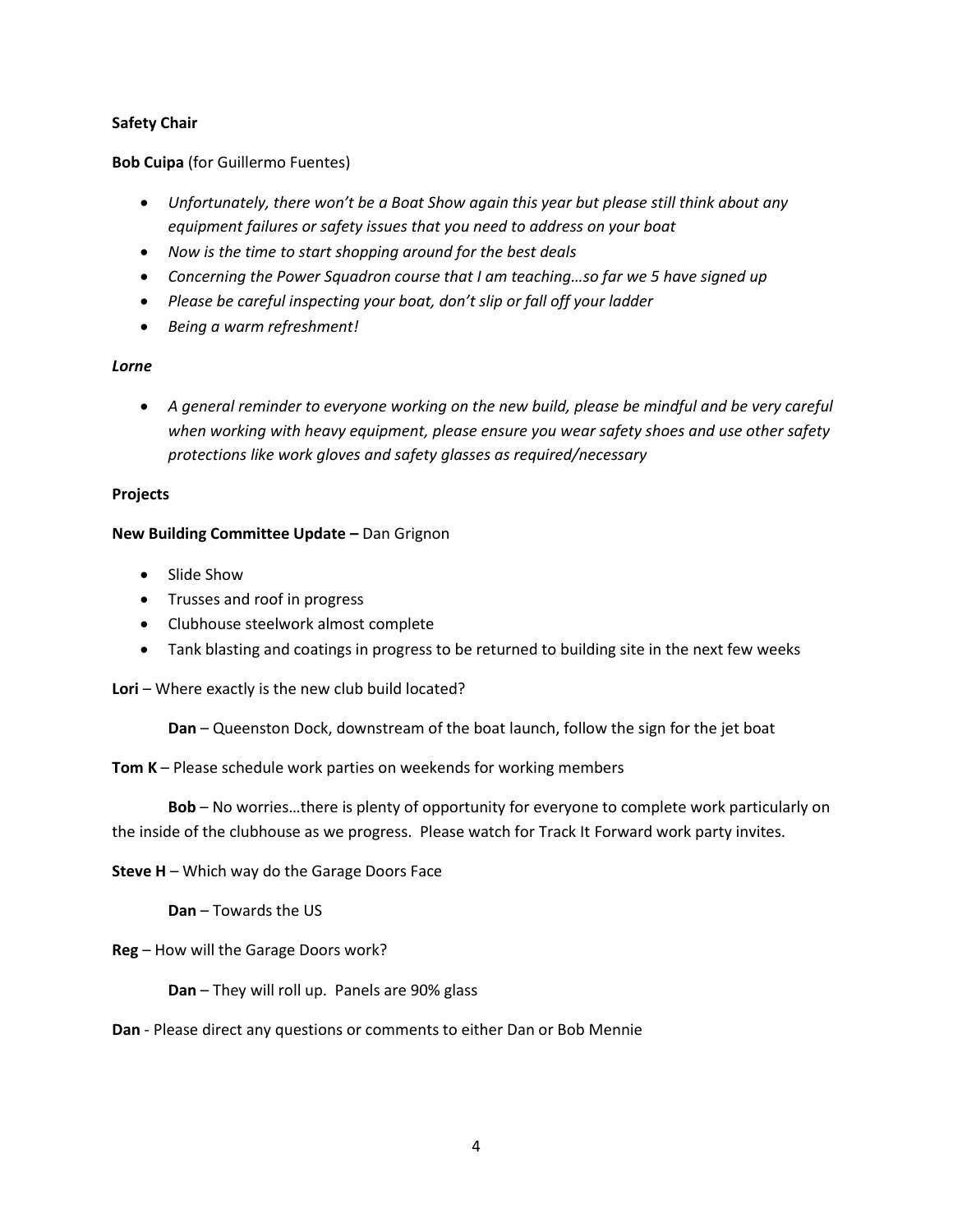**Safety Chair**

**Bob Cuipa** (for Guillermo Fuentes)

- *Unfortunately, there won't be a Boat Show again this year but please still think about any equipment failures or safety issues that you need to address on your boat*
- *Now is the time to start shopping around for the best deals*
- *Concerning the Power Squadron course that I am teaching…so far we 5 have signed up*
- *Please be careful inspecting your boat, don't slip or fall off your ladder*
- *Being a warm refreshment!*

***Lorne***

- *A general reminder to everyone working on the new build, please be mindful and be very careful when working with heavy equipment, please ensure you wear safety shoes and use other safety protections like work gloves and safety glasses as required/necessary*

**Projects**

**New Building Committee Update –** Dan Grignon

- Slide Show
- Trusses and roof in progress
- Clubhouse steelwork almost complete
- Tank blasting and coatings in progress to be returned to building site in the next few weeks

**Lori** – Where exactly is the new club build located?

> **Dan** – Queenston Dock, downstream of the boat launch, follow the sign for the jet boat

**Tom K** – Please schedule work parties on weekends for working members

> **Bob** – No worries…there is plenty of opportunity for everyone to complete work particularly on the inside of the clubhouse as we progress. Please watch for Track It Forward work party invites.

**Steve H** – Which way do the Garage Doors Face

> **Dan** – Towards the US

**Reg** – How will the Garage Doors work?

> **Dan** – They will roll up. Panels are 90% glass

**Dan** - Please direct any questions or comments to either Dan or Bob Mennie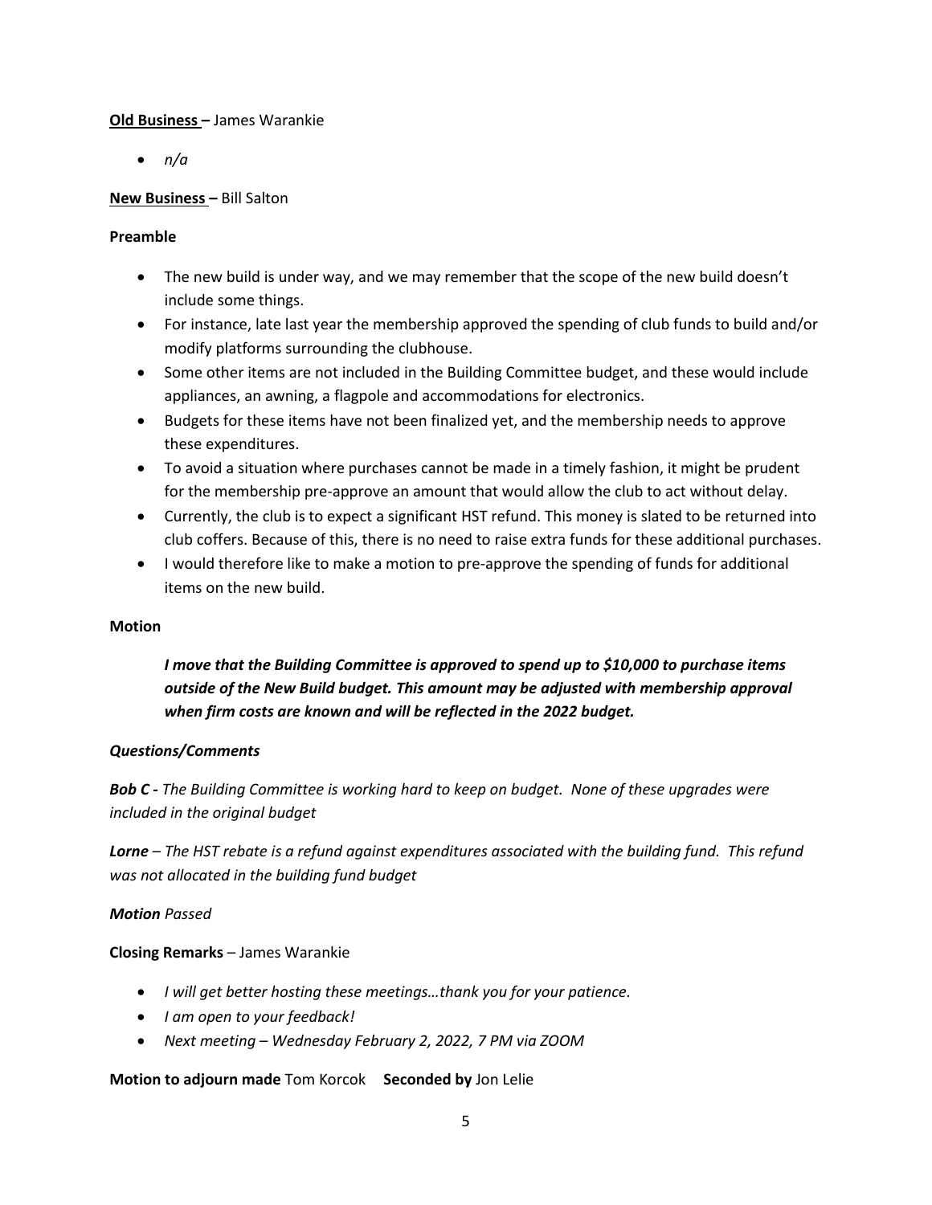**<u>Old Business</u> –** James Warankie

- *n/a*

**<u>New Business</u> –** Bill Salton

**Preamble**

- The new build is under way, and we may remember that the scope of the new build doesn't include some things.
- For instance, late last year the membership approved the spending of club funds to build and/or modify platforms surrounding the clubhouse.
- Some other items are not included in the Building Committee budget, and these would include appliances, an awning, a flagpole and accommodations for electronics.
- Budgets for these items have not been finalized yet, and the membership needs to approve these expenditures.
- To avoid a situation where purchases cannot be made in a timely fashion, it might be prudent for the membership pre-approve an amount that would allow the club to act without delay.
- Currently, the club is to expect a significant HST refund. This money is slated to be returned into club coffers. Because of this, there is no need to raise extra funds for these additional purchases.
- I would therefore like to make a motion to pre-approve the spending of funds for additional items on the new build.

**Motion**

> ***I move that the Building Committee is approved to spend up to $10,000 to purchase items outside of the New Build budget. This amount may be adjusted with membership approval when firm costs are known and will be reflected in the 2022 budget.***

***Questions/Comments***

***Bob C -*** *The Building Committee is working hard to keep on budget. None of these upgrades were included in the original budget*

***Lorne*** *– The HST rebate is a refund against expenditures associated with the building fund. This refund was not allocated in the building fund budget*

***Motion*** *Passed*

**Closing Remarks** – James Warankie

- *I will get better hosting these meetings…thank you for your patience.*
- *I am open to your feedback!*
- *Next meeting – Wednesday February 2, 2022, 7 PM via ZOOM*

**Motion to adjourn made** Tom Korcok **Seconded by** Jon Lelie